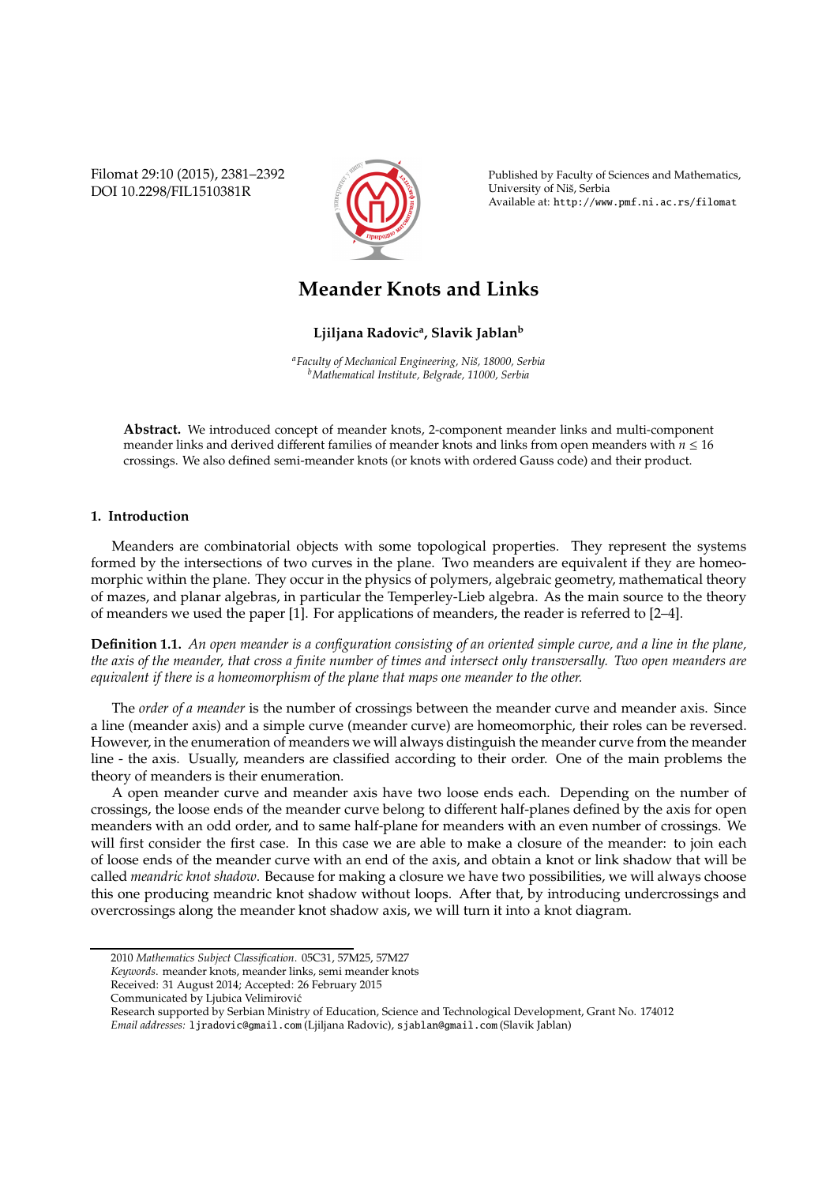# Meander Knots and Links

**Ljiljana Radovic[a], Slavik Jablan[b]**

[a]*Faculty of Mechanical Engineering, Niš, 18000, Serbia*
[b]*Mathematical Institute, Belgrade, 11000, Serbia*

**Abstract.** We introduced concept of meander knots, 2-component meander links and multi-component meander links and derived different families of meander knots and links from open meanders with $n \leq 16$ crossings. We also defined semi-meander knots (or knots with ordered Gauss code) and their product.

## 1. Introduction

Meanders are combinatorial objects with some topological properties. They represent the systems formed by the intersections of two curves in the plane. Two meanders are equivalent if they are homeomorphic within the plane. They occur in the physics of polymers, algebraic geometry, mathematical theory of mazes, and planar algebras, in particular the Temperley-Lieb algebra. As the main source to the theory of meanders we used the paper [1]. For applications of meanders, the reader is referred to [2–4].

**Definition 1.1.** *An open meander is a configuration consisting of an oriented simple curve, and a line in the plane, the axis of the meander, that cross a finite number of times and intersect only transversally. Two open meanders are equivalent if there is a homeomorphism of the plane that maps one meander to the other.*

The *order of a meander* is the number of crossings between the meander curve and meander axis. Since a line (meander axis) and a simple curve (meander curve) are homeomorphic, their roles can be reversed. However, in the enumeration of meanders we will always distinguish the meander curve from the meander line - the axis. Usually, meanders are classified according to their order. One of the main problems the theory of meanders is their enumeration.

A open meander curve and meander axis have two loose ends each. Depending on the number of crossings, the loose ends of the meander curve belong to different half-planes defined by the axis for open meanders with an odd order, and to same half-plane for meanders with an even number of crossings. We will first consider the first case. In this case we are able to make a closure of the meander: to join each of loose ends of the meander curve with an end of the axis, and obtain a knot or link shadow that will be called *meandric knot shadow*. Because for making a closure we have two possibilities, we will always choose this one producing meandric knot shadow without loops. After that, by introducing undercrossings and overcrossings along the meander knot shadow axis, we will turn it into a knot diagram.

---

2010 *Mathematics Subject Classification*. 05C31, 57M25, 57M27

*Keywords*. meander knots, meander links, semi meander knots

Received: 31 August 2014; Accepted: 26 February 2015

Communicated by Ljubica Velimirović

Research supported by Serbian Ministry of Education, Science and Technological Development, Grant No. 174012

*Email addresses:* ljradovic@gmail.com (Ljiljana Radovic), sjablan@gmail.com (Slavik Jablan)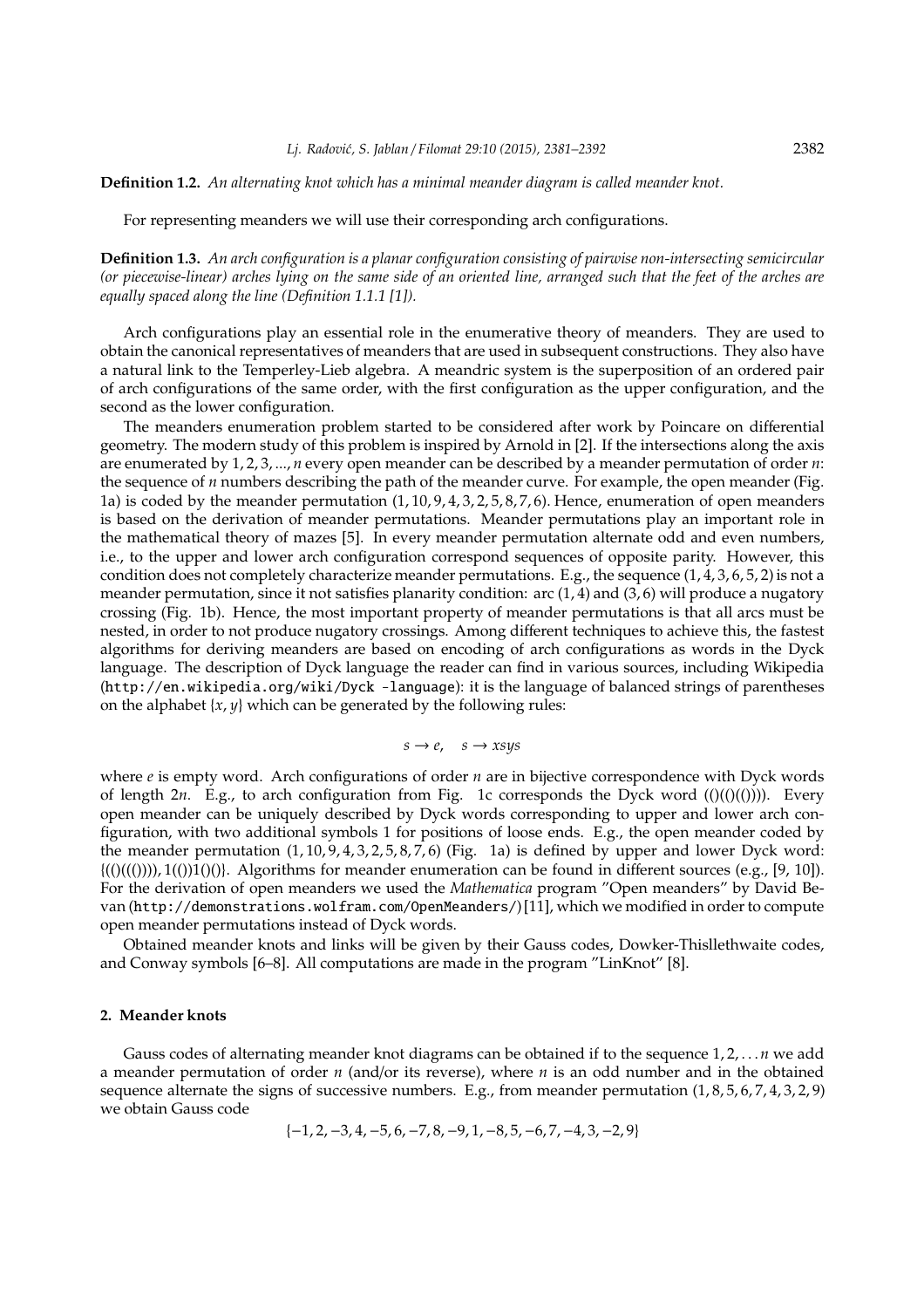**Definition 1.2.** *An alternating knot which has a minimal meander diagram is called meander knot.*

For representing meanders we will use their corresponding arch configurations.

**Definition 1.3.** *An arch configuration is a planar configuration consisting of pairwise non-intersecting semicircular (or piecewise-linear) arches lying on the same side of an oriented line, arranged such that the feet of the arches are equally spaced along the line (Definition 1.1.1 [1]).*

Arch configurations play an essential role in the enumerative theory of meanders. They are used to obtain the canonical representatives of meanders that are used in subsequent constructions. They also have a natural link to the Temperley-Lieb algebra. A meandric system is the superposition of an ordered pair of arch configurations of the same order, with the first configuration as the upper configuration, and the second as the lower configuration.

The meanders enumeration problem started to be considered after work by Poincare on differential geometry. The modern study of this problem is inspired by Arnold in [2]. If the intersections along the axis are enumerated by $1, 2, 3, ..., n$ every open meander can be described by a meander permutation of order $n$: the sequence of $n$ numbers describing the path of the meander curve. For example, the open meander (Fig. 1a) is coded by the meander permutation $(1, 10, 9, 4, 3, 2, 5, 8, 7, 6)$. Hence, enumeration of open meanders is based on the derivation of meander permutations. Meander permutations play an important role in the mathematical theory of mazes [5]. In every meander permutation alternate odd and even numbers, i.e., to the upper and lower arch configuration correspond sequences of opposite parity. However, this condition does not completely characterize meander permutations. E.g., the sequence $(1, 4, 3, 6, 5, 2)$ is not a meander permutation, since it not satisfies planarity condition: arc $(1, 4)$ and $(3, 6)$ will produce a nugatory crossing (Fig. 1b). Hence, the most important property of meander permutations is that all arcs must be nested, in order to not produce nugatory crossings. Among different techniques to achieve this, the fastest algorithms for deriving meanders are based on encoding of arch configurations as words in the Dyck language. The description of Dyck language the reader can find in various sources, including Wikipedia (http://en.wikipedia.org/wiki/Dyck -language): it is the language of balanced strings of parentheses on the alphabet $\{x, y\}$ which can be generated by the following rules:

$$s \to e, \quad s \to xsys$$

where $e$ is empty word. Arch configurations of order $n$ are in bijective correspondence with Dyck words of length $2n$. E.g., to arch configuration from Fig. 1c corresponds the Dyck word (()(()(()))). Every open meander can be uniquely described by Dyck words corresponding to upper and lower arch configuration, with two additional symbols 1 for positions of loose ends. E.g., the open meander coded by the meander permutation $(1, 10, 9, 4, 3, 2, 5, 8, 7, 6)$ (Fig. 1a) is defined by upper and lower Dyck word: {(()((()))), 1(())1()()}. Algorithms for meander enumeration can be found in different sources (e.g., [9, 10]). For the derivation of open meanders we used the *Mathematica* program "Open meanders" by David Bevan (http://demonstrations.wolfram.com/OpenMeanders/) [11], which we modified in order to compute open meander permutations instead of Dyck words.

Obtained meander knots and links will be given by their Gauss codes, Dowker-Thisllethwaite codes, and Conway symbols [6–8]. All computations are made in the program "LinKnot" [8].

## 2. Meander knots

Gauss codes of alternating meander knot diagrams can be obtained if to the sequence $1, 2, \ldots n$ we add a meander permutation of order $n$ (and/or its reverse), where $n$ is an odd number and in the obtained sequence alternate the signs of successive numbers. E.g., from meander permutation $(1, 8, 5, 6, 7, 4, 3, 2, 9)$ we obtain Gauss code

$$\{-1, 2, -3, 4, -5, 6, -7, 8, -9, 1, -8, 5, -6, 7, -4, 3, -2, 9\}$$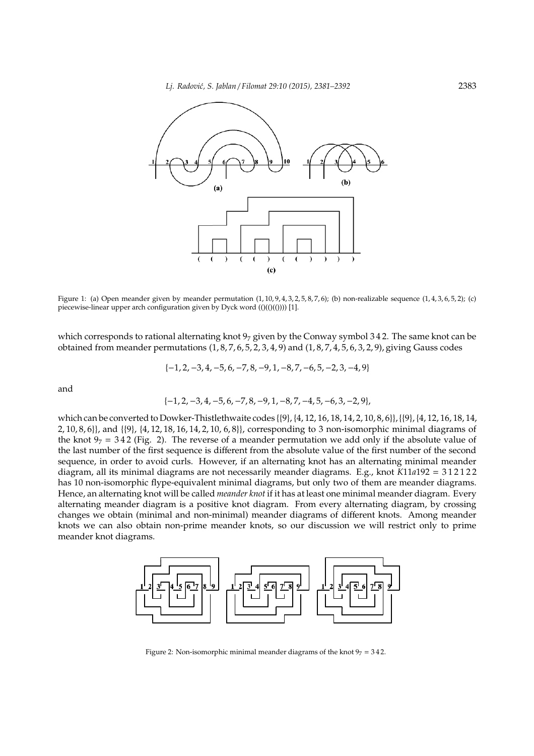Figure 1: (a) Open meander given by meander permutation $(1, 10, 9, 4, 3, 2, 5, 8, 7, 6)$; (b) non-realizable sequence $(1, 4, 3, 6, 5, 2)$; (c) piecewise-linear upper arch configuration given by Dyck word (()(()(()))) [1].

which corresponds to rational alternating knot $9_7$ given by the Conway symbol 3 4 2. The same knot can be obtained from meander permutations $(1, 8, 7, 6, 5, 2, 3, 4, 9)$ and $(1, 8, 7, 4, 5, 6, 3, 2, 9)$, giving Gauss codes

$$\{-1, 2, -3, 4, -5, 6, -7, 8, -9, 1, -8, 7, -6, 5, -2, 3, -4, 9\}$$

and

$$\{-1, 2, -3, 4, -5, 6, -7, 8, -9, 1, -8, 7, -4, 5, -6, 3, -2, 9\},$$

which can be converted to Dowker-Thistlethwaite codes $\{\{9\}, \{4, 12, 16, 18, 14, 2, 10, 8, 6\}\}$, $\{\{9\}, \{4, 12, 16, 18, 14, 2, 10, 8, 6\}\}$, and $\{\{9\}, \{4, 12, 18, 16, 14, 2, 10, 6, 8\}\}$, corresponding to 3 non-isomorphic minimal diagrams of the knot $9_7 = 3\,4\,2$ (Fig. 2). The reverse of a meander permutation we add only if the absolute value of the last number of the first sequence is different from the absolute value of the first number of the second sequence, in order to avoid curls. However, if an alternating knot has an alternating minimal meander diagram, all its minimal diagrams are not necessarily meander diagrams. E.g., knot $K11a192 = 3\,1\,2\,1\,2\,2$ has 10 non-isomorphic flype-equivalent minimal diagrams, but only two of them are meander diagrams. Hence, an alternating knot will be called *meander knot* if it has at least one minimal meander diagram. Every alternating meander diagram is a positive knot diagram. From every alternating diagram, by crossing changes we obtain (minimal and non-minimal) meander diagrams of different knots. Among meander knots we can also obtain non-prime meander knots, so our discussion we will restrict only to prime meander knot diagrams.

Figure 2: Non-isomorphic minimal meander diagrams of the knot $9_7 = 3\,4\,2$.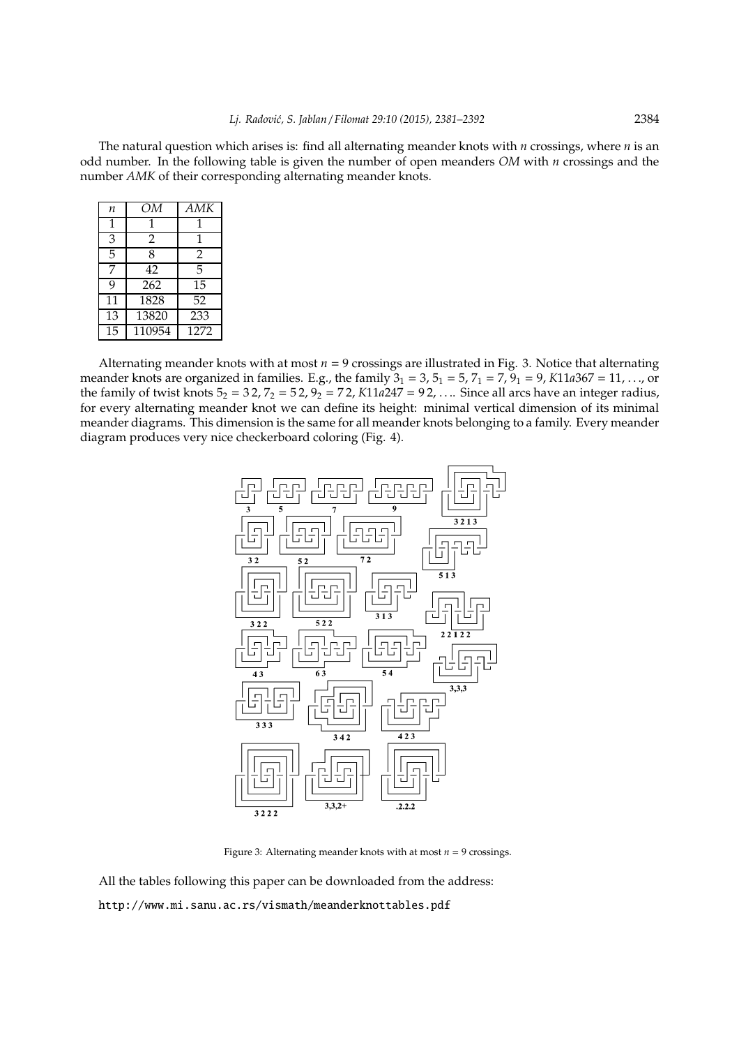The natural question which arises is: find all alternating meander knots with $n$ crossings, where $n$ is an odd number. In the following table is given the number of open meanders $OM$ with $n$ crossings and the number $AMK$ of their corresponding alternating meander knots.

| $n$ | $OM$ | $AMK$ |
|---|---|---|
| 1 | 1 | 1 |
| 3 | 2 | 1 |
| 5 | 8 | 2 |
| 7 | 42 | 5 |
| 9 | 262 | 15 |
| 11 | 1828 | 52 |
| 13 | 13820 | 233 |
| 15 | 110954 | 1272 |

Alternating meander knots with at most $n = 9$ crossings are illustrated in Fig. 3. Notice that alternating meander knots are organized in families. E.g., the family $3_1 = 3$, $5_1 = 5$, $7_1 = 7$, $9_1 = 9$, $K11a367 = 11, \ldots$, or the family of twist knots $5_2 = 3\,2$, $7_2 = 5\,2$, $9_2 = 7\,2$, $K11a247 = 9\,2, \ldots$. Since all arcs have an integer radius, for every alternating meander knot we can define its height: minimal vertical dimension of its minimal meander diagrams. This dimension is the same for all meander knots belonging to a family. Every meander diagram produces very nice checkerboard coloring (Fig. 4).

Figure 3: Alternating meander knots with at most $n = 9$ crossings.

All the tables following this paper can be downloaded from the address:

http://www.mi.sanu.ac.rs/vismath/meanderknottables.pdf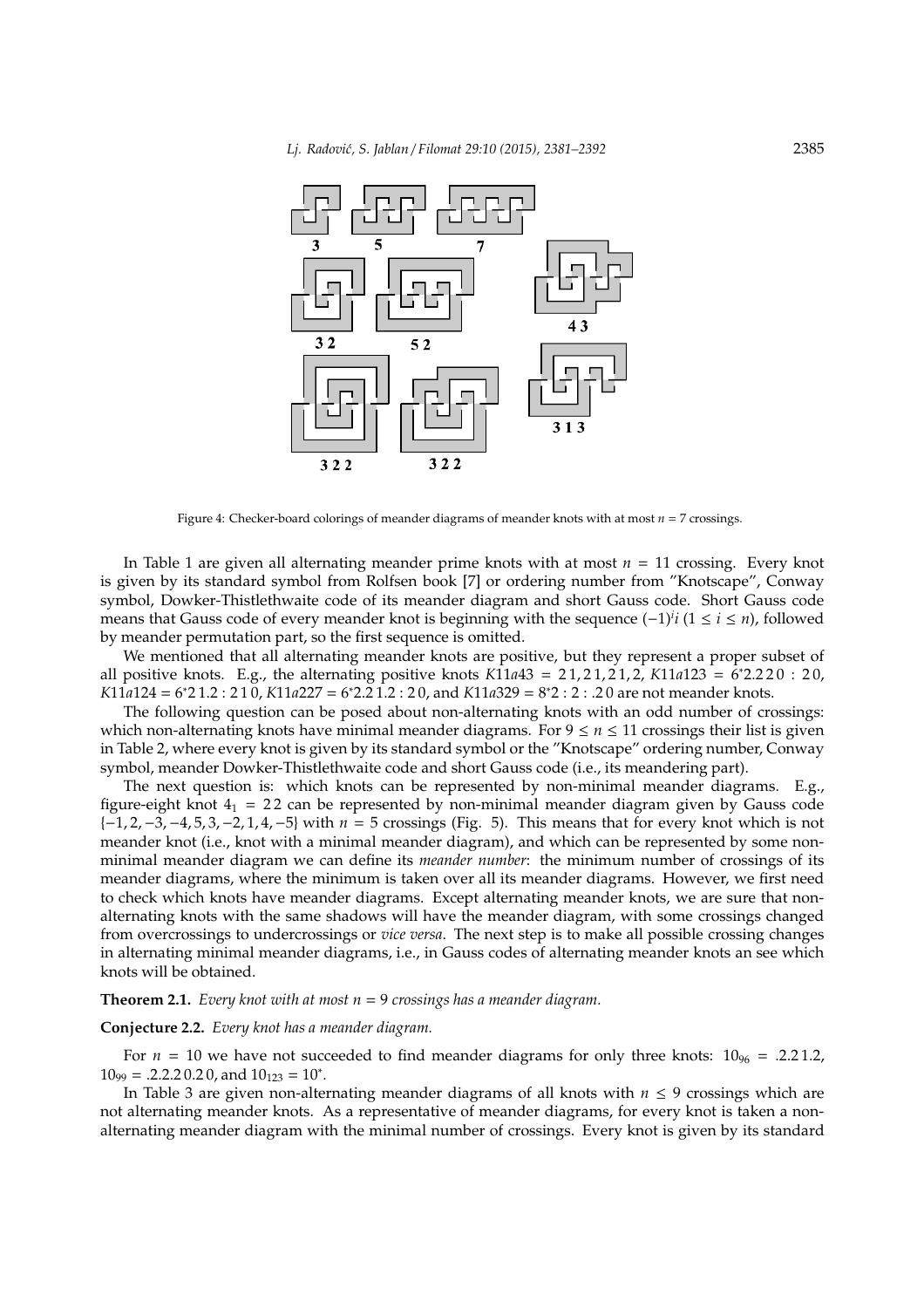Figure 4: Checker-board colorings of meander diagrams of meander knots with at most $n = 7$ crossings.

In Table 1 are given all alternating meander prime knots with at most $n = 11$ crossing. Every knot is given by its standard symbol from Rolfsen book [7] or ordering number from "Knotscape", Conway symbol, Dowker-Thistlethwaite code of its meander diagram and short Gauss code. Short Gauss code means that Gauss code of every meander knot is beginning with the sequence $(-1)^i i$ $(1 \leq i \leq n)$, followed by meander permutation part, so the first sequence is omitted.

We mentioned that all alternating meander knots are positive, but they represent a proper subset of all positive knots. E.g., the alternating positive knots $K11a43 = 2\,1, 2\,1, 2\,1, 2$, $K11a123 = 6^*2.2\,2\,0 : 2\,0$, $K11a124 = 6^*2\,1.2 : 2\,1\,0$, $K11a227 = 6^*2.2\,1.2 : 2\,0$, and $K11a329 = 8^*2 : 2 : .2\,0$ are not meander knots.

The following question can be posed about non-alternating knots with an odd number of crossings: which non-alternating knots have minimal meander diagrams. For $9 \leq n \leq 11$ crossings their list is given in Table 2, where every knot is given by its standard symbol or the "Knotscape" ordering number, Conway symbol, meander Dowker-Thistlethwaite code and short Gauss code (i.e., its meandering part).

The next question is: which knots can be represented by non-minimal meander diagrams. E.g., figure-eight knot $4_1 = 2\,2$ can be represented by non-minimal meander diagram given by Gauss code $\{-1, 2, -3, -4, 5, 3, -2, 1, 4, -5\}$ with $n = 5$ crossings (Fig. 5). This means that for every knot which is not meander knot (i.e., knot with a minimal meander diagram), and which can be represented by some non-minimal meander diagram we can define its *meander number*: the minimum number of crossings of its meander diagrams, where the minimum is taken over all its meander diagrams. However, we first need to check which knots have meander diagrams. Except alternating meander knots, we are sure that non-alternating knots with the same shadows will have the meander diagram, with some crossings changed from overcrossings to undercrossings or *vice versa*. The next step is to make all possible crossing changes in alternating minimal meander diagrams, i.e., in Gauss codes of alternating meander knots an see which knots will be obtained.

**Theorem 2.1.** *Every knot with at most $n = 9$ crossings has a meander diagram.*

**Conjecture 2.2.** *Every knot has a meander diagram.*

For $n = 10$ we have not succeeded to find meander diagrams for only three knots: $10_{96} = .2.2\,1.2$, $10_{99} = .2.2.2\,0.2\,0$, and $10_{123} = 10^*$.

In Table 3 are given non-alternating meander diagrams of all knots with $n \leq 9$ crossings which are not alternating meander knots. As a representative of meander diagrams, for every knot is taken a non-alternating meander diagram with the minimal number of crossings. Every knot is given by its standard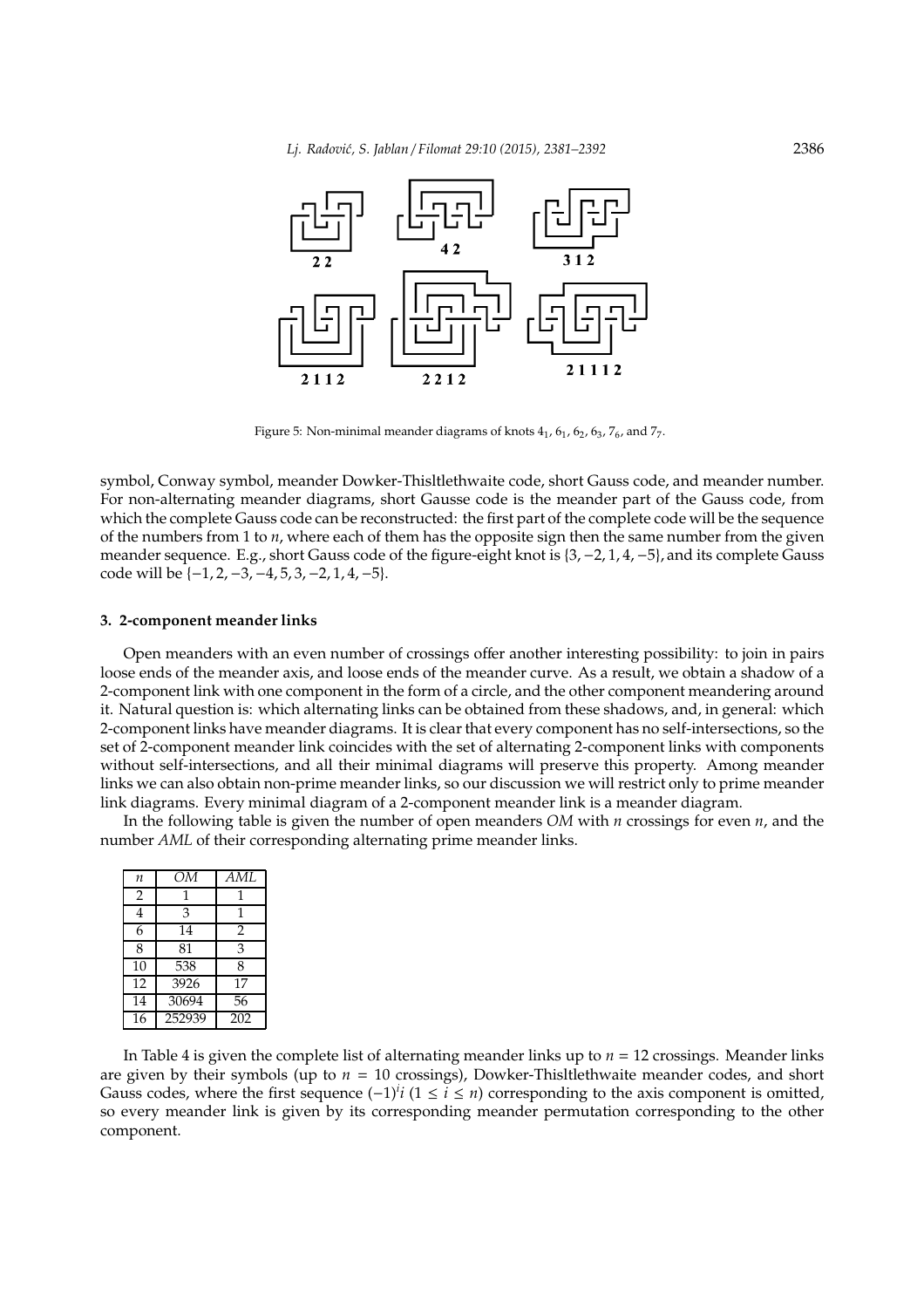Figure 5: Non-minimal meander diagrams of knots $4_1$, $6_1$, $6_2$, $6_3$, $7_6$, and $7_7$.

symbol, Conway symbol, meander Dowker-Thisltlethwaite code, short Gauss code, and meander number. For non-alternating meander diagrams, short Gausse code is the meander part of the Gauss code, from which the complete Gauss code can be reconstructed: the first part of the complete code will be the sequence of the numbers from 1 to $n$, where each of them has the opposite sign then the same number from the given meander sequence. E.g., short Gauss code of the figure-eight knot is $\{3, -2, 1, 4, -5\}$, and its complete Gauss code will be $\{-1, 2, -3, -4, 5, 3, -2, 1, 4, -5\}$.

### 3. 2-component meander links

Open meanders with an even number of crossings offer another interesting possibility: to join in pairs loose ends of the meander axis, and loose ends of the meander curve. As a result, we obtain a shadow of a 2-component link with one component in the form of a circle, and the other component meandering around it. Natural question is: which alternating links can be obtained from these shadows, and, in general: which 2-component links have meander diagrams. It is clear that every component has no self-intersections, so the set of 2-component meander link coincides with the set of alternating 2-component links with components without self-intersections, and all their minimal diagrams will preserve this property. Among meander links we can also obtain non-prime meander links, so our discussion we will restrict only to prime meander link diagrams. Every minimal diagram of a 2-component meander link is a meander diagram.

In the following table is given the number of open meanders *OM* with $n$ crossings for even $n$, and the number *AML* of their corresponding alternating prime meander links.

| $n$ | *OM* | *AML* |
|---|---|---|
| 2 | 1 | 1 |
| 4 | 3 | 1 |
| 6 | 14 | 2 |
| 8 | 81 | 3 |
| 10 | 538 | 8 |
| 12 | 3926 | 17 |
| 14 | 30694 | 56 |
| 16 | 252939 | 202 |

In Table 4 is given the complete list of alternating meander links up to $n = 12$ crossings. Meander links are given by their symbols (up to $n = 10$ crossings), Dowker-Thisltlethwaite meander codes, and short Gauss codes, where the first sequence $(-1)^i i$ $(1 \leq i \leq n)$ corresponding to the axis component is omitted, so every meander link is given by its corresponding meander permutation corresponding to the other component.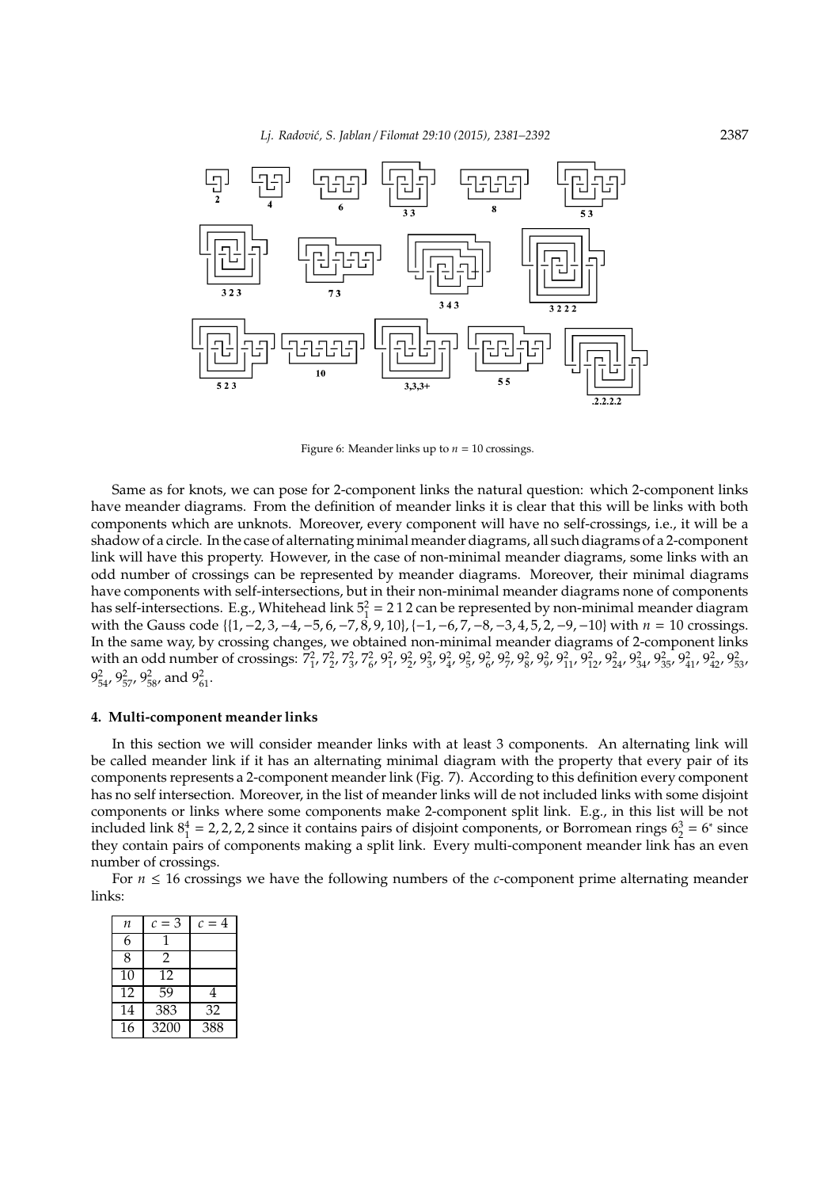Figure 6: Meander links up to $n = 10$ crossings.

Same as for knots, we can pose for 2-component links the natural question: which 2-component links have meander diagrams. From the definition of meander links it is clear that this will be links with both components which are unknots. Moreover, every component will have no self-crossings, i.e., it will be a shadow of a circle. In the case of alternating minimal meander diagrams, all such diagrams of a 2-component link will have this property. However, in the case of non-minimal meander diagrams, some links with an odd number of crossings can be represented by meander diagrams. Moreover, their minimal diagrams have components with self-intersections, but in their non-minimal meander diagrams none of components has self-intersections. E.g., Whitehead link $5_1^2 = 2\,1\,2$ can be represented by non-minimal meander diagram with the Gauss code $\{\{1, -2, 3, -4, -5, 6, -7, 8, 9, 10\}, \{-1, -6, 7, -8, -3, 4, 5, 2, -9, -10\}$ with $n = 10$ crossings. In the same way, by crossing changes, we obtained non-minimal meander diagrams of 2-component links with an odd number of crossings: $7_1^2$, $7_2^2$, $7_3^2$, $7_6^2$, $9_1^2$, $9_2^2$, $9_3^2$, $9_4^2$, $9_5^2$, $9_6^2$, $9_7^2$, $9_8^2$, $9_9^2$, $9_{11}^2$, $9_{12}^2$, $9_{24}^2$, $9_{34}^2$, $9_{35}^2$, $9_{41}^2$, $9_{42}^2$, $9_{53}^2$, $9_{54}^2$, $9_{57}^2$, $9_{58}^2$, and $9_{61}^2$.

## 4. Multi-component meander links

In this section we will consider meander links with at least 3 components. An alternating link will be called meander link if it has an alternating minimal diagram with the property that every pair of its components represents a 2-component meander link (Fig. 7). According to this definition every component has no self intersection. Moreover, in the list of meander links will de not included links with some disjoint components or links where some components make 2-component split link. E.g., in this list will be not included link $8_1^4 = 2, 2, 2, 2$ since it contains pairs of disjoint components, or Borromean rings $6_2^3 = 6^*$ since they contain pairs of components making a split link. Every multi-component meander link has an even number of crossings.

For $n \leq 16$ crossings we have the following numbers of the $c$-component prime alternating meander links:

| $n$ | $c = 3$ | $c = 4$ |
|---|---|---|
| 6 | 1 | |
| 8 | 2 | |
| 10 | 12 | |
| 12 | 59 | 4 |
| 14 | 383 | 32 |
| 16 | 3200 | 388 |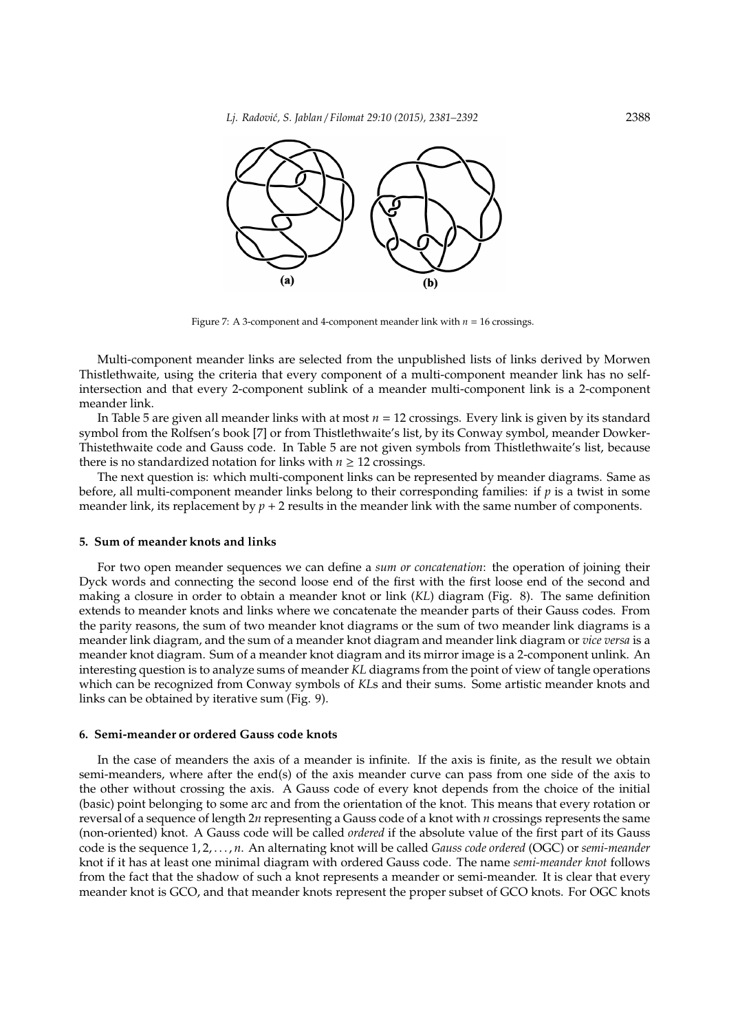Figure 7: A 3-component and 4-component meander link with $n = 16$ crossings.

Multi-component meander links are selected from the unpublished lists of links derived by Morwen Thistlethwaite, using the criteria that every component of a multi-component meander link has no self-intersection and that every 2-component sublink of a meander multi-component link is a 2-component meander link.

In Table 5 are given all meander links with at most $n = 12$ crossings. Every link is given by its standard symbol from the Rolfsen's book [7] or from Thistlethwaite's list, by its Conway symbol, meander Dowker-Thistethwaite code and Gauss code. In Table 5 are not given symbols from Thistlethwaite's list, because there is no standardized notation for links with $n \geq 12$ crossings.

The next question is: which multi-component links can be represented by meander diagrams. Same as before, all multi-component meander links belong to their corresponding families: if $p$ is a twist in some meander link, its replacement by $p + 2$ results in the meander link with the same number of components.

## 5. Sum of meander knots and links

For two open meander sequences we can define a *sum or concatenation*: the operation of joining their Dyck words and connecting the second loose end of the first with the first loose end of the second and making a closure in order to obtain a meander knot or link (*KL*) diagram (Fig. 8). The same definition extends to meander knots and links where we concatenate the meander parts of their Gauss codes. From the parity reasons, the sum of two meander knot diagrams or the sum of two meander link diagrams is a meander link diagram, and the sum of a meander knot diagram and meander link diagram or *vice versa* is a meander knot diagram. Sum of a meander knot diagram and its mirror image is a 2-component unlink. An interesting question is to analyze sums of meander *KL* diagrams from the point of view of tangle operations which can be recognized from Conway symbols of *KL*s and their sums. Some artistic meander knots and links can be obtained by iterative sum (Fig. 9).

## 6. Semi-meander or ordered Gauss code knots

In the case of meanders the axis of a meander is infinite. If the axis is finite, as the result we obtain semi-meanders, where after the end(s) of the axis meander curve can pass from one side of the axis to the other without crossing the axis. A Gauss code of every knot depends from the choice of the initial (basic) point belonging to some arc and from the orientation of the knot. This means that every rotation or reversal of a sequence of length $2n$ representing a Gauss code of a knot with $n$ crossings represents the same (non-oriented) knot. A Gauss code will be called *ordered* if the absolute value of the first part of its Gauss code is the sequence $1, 2, \ldots, n$. An alternating knot will be called *Gauss code ordered* (OGC) or *semi-meander* knot if it has at least one minimal diagram with ordered Gauss code. The name *semi-meander knot* follows from the fact that the shadow of such a knot represents a meander or semi-meander. It is clear that every meander knot is GCO, and that meander knots represent the proper subset of GCO knots. For OGC knots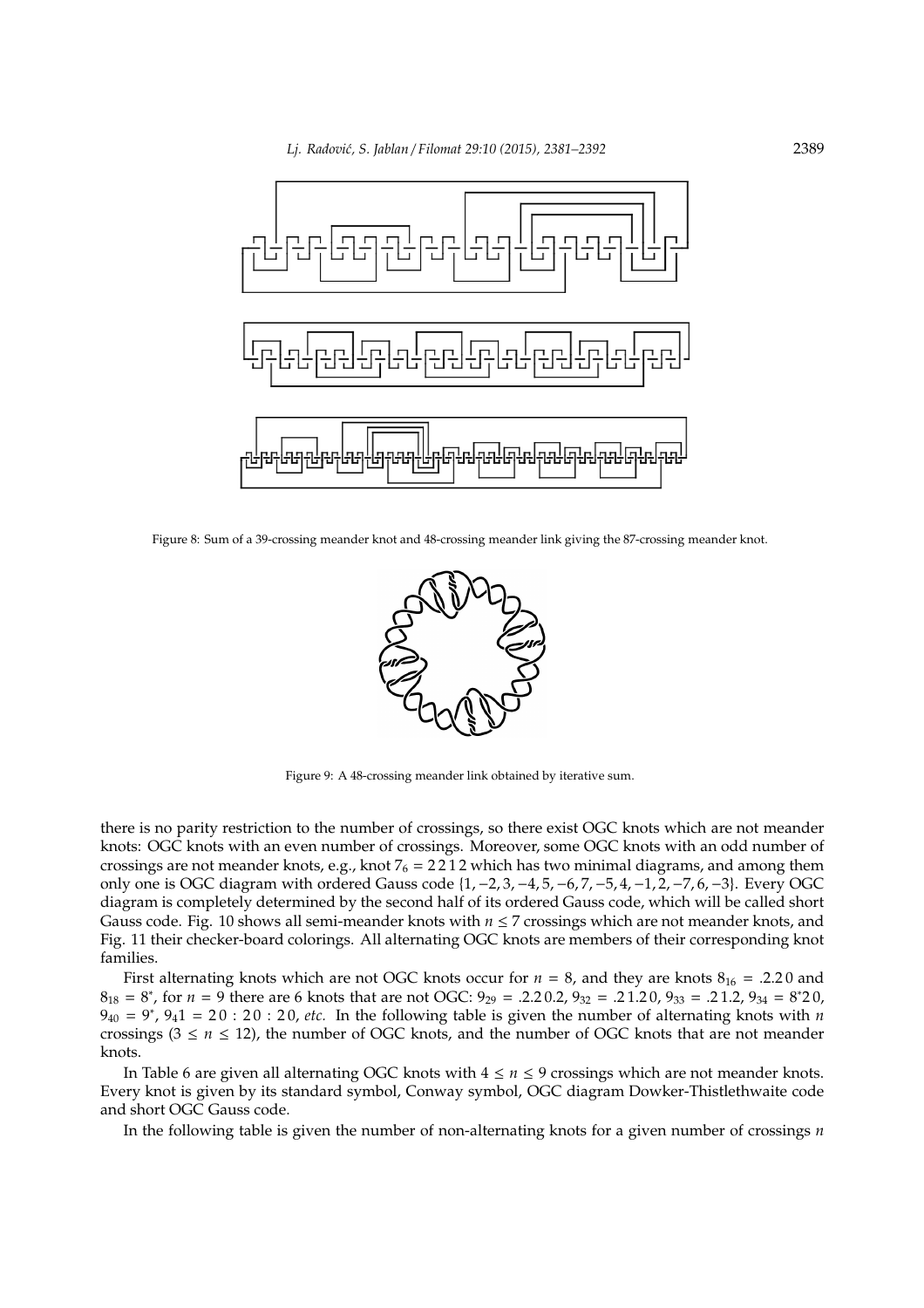Figure 8: Sum of a 39-crossing meander knot and 48-crossing meander link giving the 87-crossing meander knot.

Figure 9: A 48-crossing meander link obtained by iterative sum.

there is no parity restriction to the number of crossings, so there exist OGC knots which are not meander knots: OGC knots with an even number of crossings. Moreover, some OGC knots with an odd number of crossings are not meander knots, e.g., knot $7_6 = 2\,2\,1\,2$ which has two minimal diagrams, and among them only one is OGC diagram with ordered Gauss code $\{1, -2, 3, -4, 5, -6, 7, -5, 4, -1, 2, -7, 6, -3\}$. Every OGC diagram is completely determined by the second half of its ordered Gauss code, which will be called short Gauss code. Fig. 10 shows all semi-meander knots with $n \leq 7$ crossings which are not meander knots, and Fig. 11 their checker-board colorings. All alternating OGC knots are members of their corresponding knot families.

First alternating knots which are not OGC knots occur for $n = 8$, and they are knots $8_{16} = .2.2\,0$ and $8_{18} = 8^*$, for $n = 9$ there are 6 knots that are not OGC: $9_{29} = .2.2\,0.2$, $9_{32} = .2\,1.2\,0$, $9_{33} = .2\,1.2$, $9_{34} = 8^*2\,0$, $9_{40} = 9^*$, $9_41 = 2\,0 : 2\,0 : 2\,0$, *etc.* In the following table is given the number of alternating knots with $n$ crossings ($3 \leq n \leq 12$), the number of OGC knots, and the number of OGC knots that are not meander knots.

In Table 6 are given all alternating OGC knots with $4 \leq n \leq 9$ crossings which are not meander knots. Every knot is given by its standard symbol, Conway symbol, OGC diagram Dowker-Thistlethwaite code and short OGC Gauss code.

In the following table is given the number of non-alternating knots for a given number of crossings $n$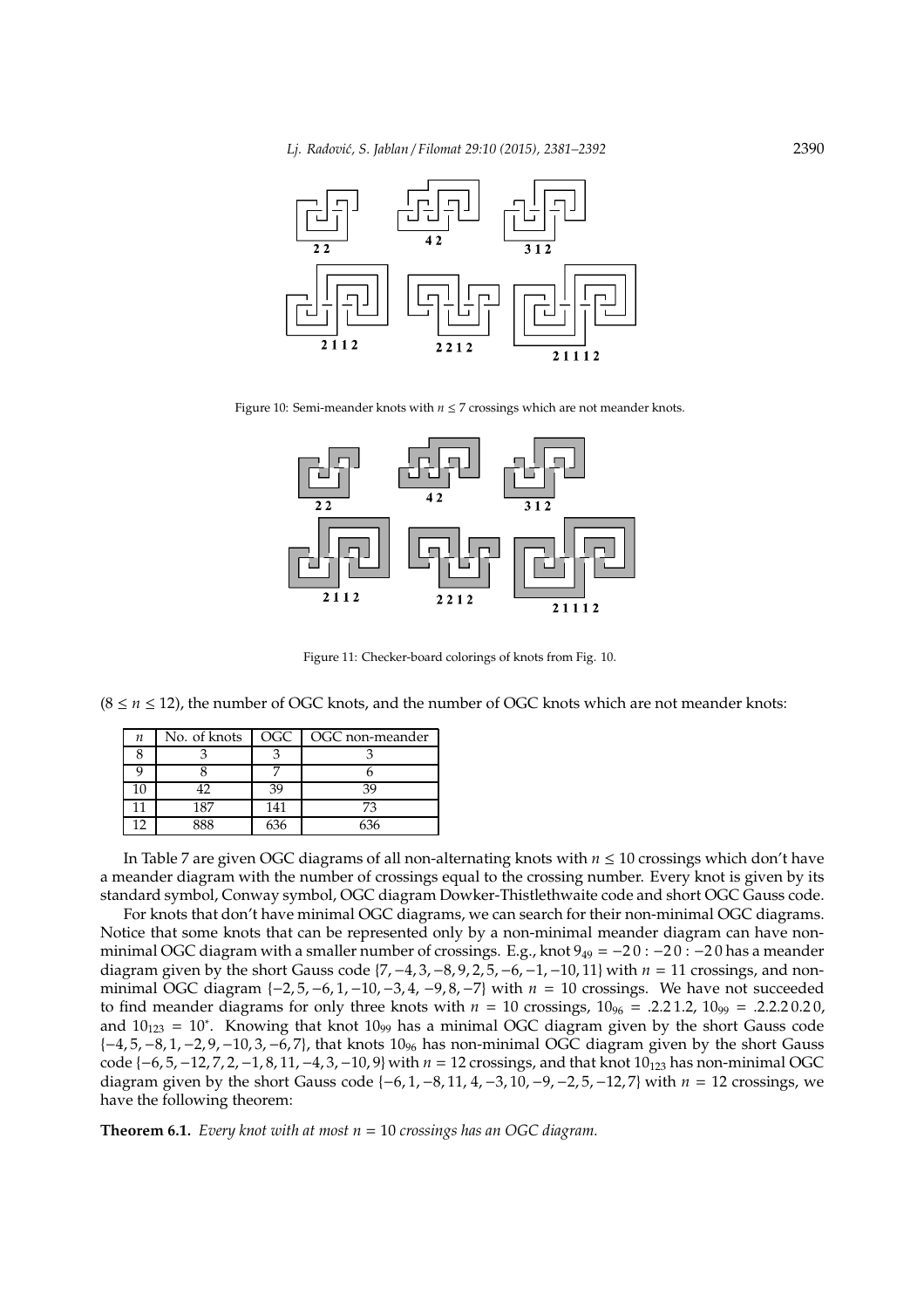Figure 10: Semi-meander knots with $n \leq 7$ crossings which are not meander knots.

Figure 11: Checker-board colorings of knots from Fig. 10.

($8 \leq n \leq 12$), the number of OGC knots, and the number of OGC knots which are not meander knots:

| $n$ | No. of knots | OGC | OGC non-meander |
|---|---|---|---|
| 8 | 3 | 3 | 3 |
| 9 | 8 | 7 | 6 |
| 10 | 42 | 39 | 39 |
| 11 | 187 | 141 | 73 |
| 12 | 888 | 636 | 636 |

In Table 7 are given OGC diagrams of all non-alternating knots with $n \leq 10$ crossings which don't have a meander diagram with the number of crossings equal to the crossing number. Every knot is given by its standard symbol, Conway symbol, OGC diagram Dowker-Thistlethwaite code and short OGC Gauss code.

For knots that don't have minimal OGC diagrams, we can search for their non-minimal OGC diagrams. Notice that some knots that can be represented only by a non-minimal meander diagram can have non-minimal OGC diagram with a smaller number of crossings. E.g., knot $9_{49} = -2\,0 : -2\,0 : -2\,0$ has a meander diagram given by the short Gauss code $\{7, -4, 3, -8, 9, 2, 5, -6, -1, -10, 11\}$ with $n = 11$ crossings, and non-minimal OGC diagram $\{-2, 5, -6, 1, -10, -3, 4, -9, 8, -7\}$ with $n = 10$ crossings. We have not succeeded to find meander diagrams for only three knots with $n = 10$ crossings, $10_{96} = .2.2\,1.2$, $10_{99} = .2.2.2\,0.2\,0$, and $10_{123} = 10^{*}$. Knowing that knot $10_{99}$ has a minimal OGC diagram given by the short Gauss code $\{-4, 5, -8, 1, -2, 9, -10, 3, -6, 7\}$, that knots $10_{96}$ has non-minimal OGC diagram given by the short Gauss code $\{-6, 5, -12, 7, 2, -1, 8, 11, -4, 3, -10, 9\}$ with $n = 12$ crossings, and that knot $10_{123}$ has non-minimal OGC diagram given by the short Gauss code $\{-6, 1, -8, 11, 4, -3, 10, -9, -2, 5, -12, 7\}$ with $n = 12$ crossings, we have the following theorem:

**Theorem 6.1.** *Every knot with at most $n = 10$ crossings has an OGC diagram.*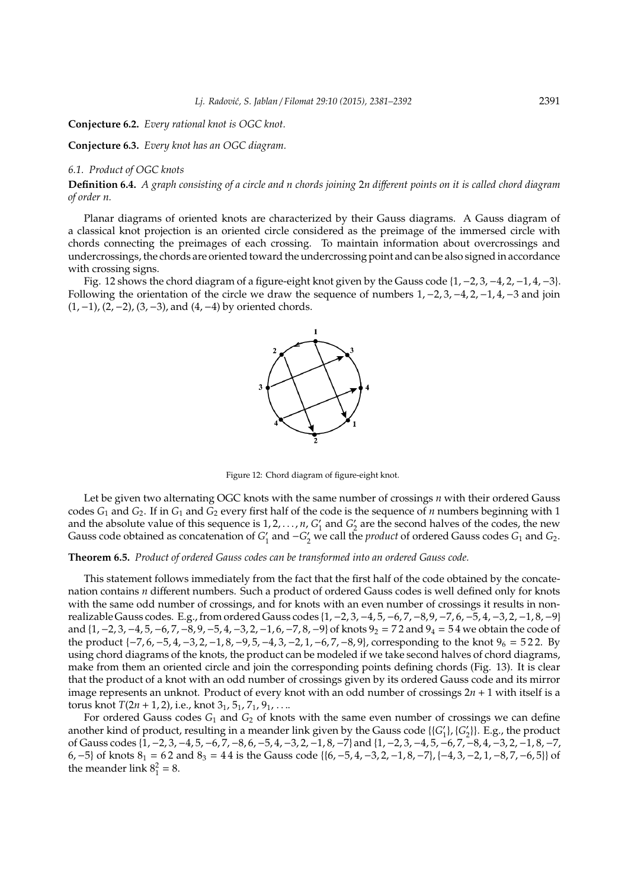**Conjecture 6.2.** *Every rational knot is OGC knot.*

**Conjecture 6.3.** *Every knot has an OGC diagram.*

### *6.1. Product of OGC knots*

**Definition 6.4.** *A graph consisting of a circle and n chords joining* $2n$ *different points on it is called chord diagram of order n.*

Planar diagrams of oriented knots are characterized by their Gauss diagrams. A Gauss diagram of a classical knot projection is an oriented circle considered as the preimage of the immersed circle with chords connecting the preimages of each crossing. To maintain information about overcrossings and undercrossings, the chords are oriented toward the undercrossing point and can be also signed in accordance with crossing signs.

Fig. 12 shows the chord diagram of a figure-eight knot given by the Gauss code $\{1, -2, 3, -4, 2, -1, 4, -3\}$. Following the orientation of the circle we draw the sequence of numbers $1, -2, 3, -4, 2, -1, 4, -3$ and join $(1, -1)$, $(2, -2)$, $(3, -3)$, and $(4, -4)$ by oriented chords.

Figure 12: Chord diagram of figure-eight knot.

Let be given two alternating OGC knots with the same number of crossings $n$ with their ordered Gauss codes $G_1$ and $G_2$. If in $G_1$ and $G_2$ every first half of the code is the sequence of $n$ numbers beginning with 1 and the absolute value of this sequence is $1, 2, \ldots, n$, $G_1'$ and $G_2'$ are the second halves of the codes, the new Gauss code obtained as concatenation of $G_1'$ and $-G_2'$ we call the *product* of ordered Gauss codes $G_1$ and $G_2$.

**Theorem 6.5.** *Product of ordered Gauss codes can be transformed into an ordered Gauss code.*

This statement follows immediately from the fact that the first half of the code obtained by the concatenation contains $n$ different numbers. Such a product of ordered Gauss codes is well defined only for knots with the same odd number of crossings, and for knots with an even number of crossings it results in non-realizable Gauss codes. E.g., from ordered Gauss codes $\{1, -2, 3, -4, 5, -6, 7, -8, 9, -7, 6, -5, 4, -3, 2, -1, 8, -9\}$ and $\{1, -2, 3, -4, 5, -6, 7, -8, 9, -5, 4, -3, 2, -1, 6, -7, 8, -9\}$ of knots $9_2 = 7\,2$ and $9_4 = 5\,4$ we obtain the code of the product $\{-7, 6, -5, 4, -3, 2, -1, 8, -9, 5, -4, 3, -2, 1, -6, 7, -8, 9\}$, corresponding to the knot $9_6 = 5\,2\,2$. By using chord diagrams of the knots, the product can be modeled if we take second halves of chord diagrams, make from them an oriented circle and join the corresponding points defining chords (Fig. 13). It is clear that the product of a knot with an odd number of crossings given by its ordered Gauss code and its mirror image represents an unknot. Product of every knot with an odd number of crossings $2n + 1$ with itself is a torus knot $T(2n + 1, 2)$, i.e., knot $3_1$, $5_1$, $7_1$, $9_1$, ....

For ordered Gauss codes $G_1$ and $G_2$ of knots with the same even number of crossings we can define another kind of product, resulting in a meander link given by the Gauss code $\{\{G_1'\}, \{G_2'\}\}$. E.g., the product of Gauss codes $\{1, -2, 3, -4, 5, -6, 7, -8, 6, -5, 4, -3, 2, -1, 8, -7\}$ and $\{1, -2, 3, -4, 5, -6, 7, -8, 4, -3, 2, -1, 8, -7, 6, -5\}$ of knots $8_1 = 6\,2$ and $8_3 = 4\,4$ is the Gauss code $\{\{6, -5, 4, -3, 2, -1, 8, -7\}, \{-4, 3, -2, 1, -8, 7, -6, 5\}\}$ of the meander link $8^2_1 = 8$.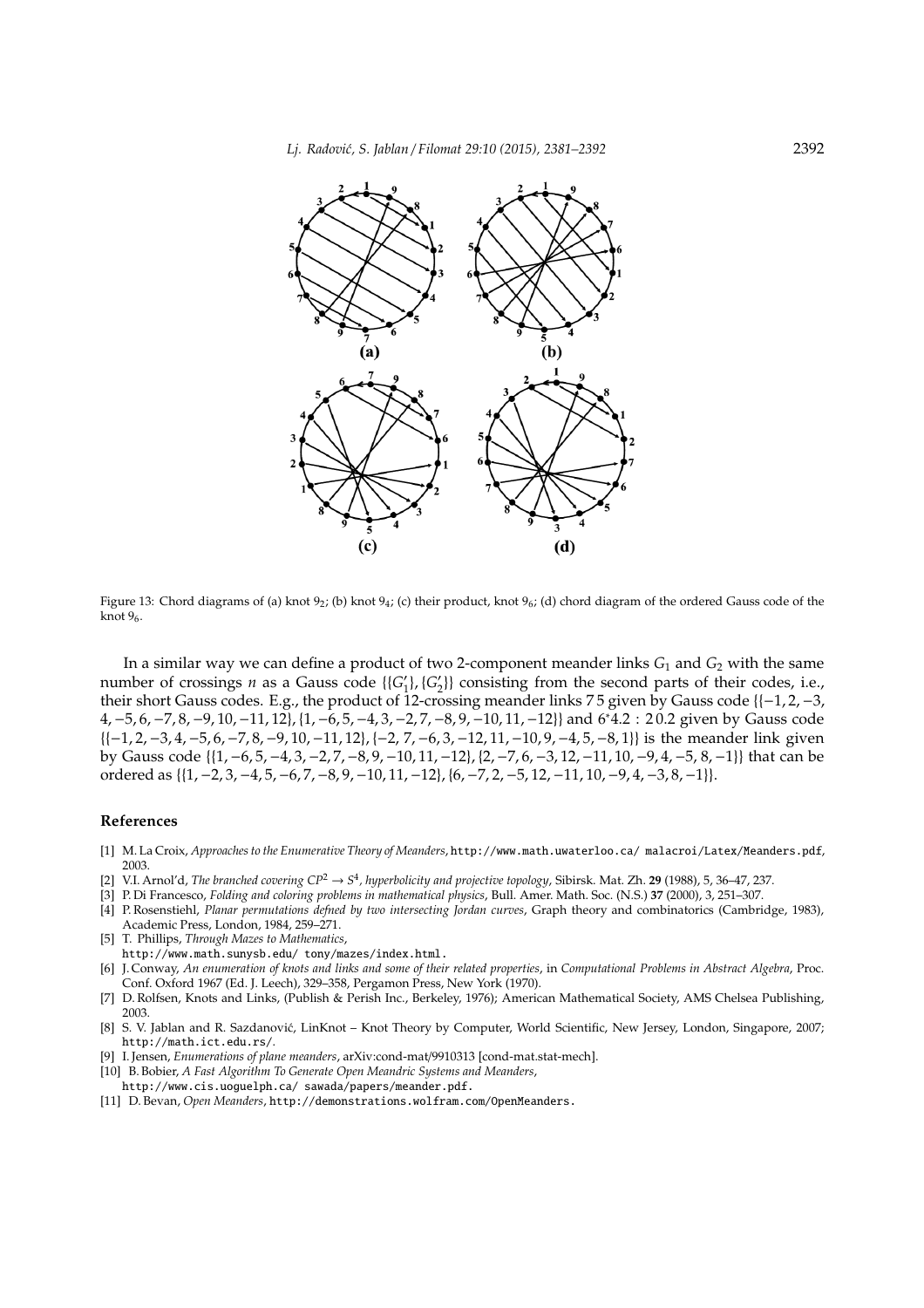Figure 13: Chord diagrams of (a) knot $9_2$; (b) knot $9_4$; (c) their product, knot $9_6$; (d) chord diagram of the ordered Gauss code of the knot $9_6$.

In a similar way we can define a product of two 2-component meander links $G_1$ and $G_2$ with the same number of crossings $n$ as a Gauss code $\{\{G_1'\}, \{G_2'\}\}$ consisting from the second parts of their codes, i.e., their short Gauss codes. E.g., the product of 12-crossing meander links 7 5 given by Gauss code $\{\{-1, 2, -3, 4, -5, 6, -7, 8, -9, 10, -11, 12\}, \{1, -6, 5, -4, 3, -2, 7, -8, 9, -10, 11, -12\}\}$ and $6^*4.2 : 2\,0.2$ given by Gauss code $\{\{-1, 2, -3, 4, -5, 6, -7, 8, -9, 10, -11, 12\}, \{-2, 7, -6, 3, -12, 11, -10, 9, -4, 5, -8, 1\}\}$ is the meander link given by Gauss code $\{\{1, -6, 5, -4, 3, -2, 7, -8, 9, -10, 11, -12\}, \{2, -7, 6, -3, 12, -11, 10, -9, 4, -5, 8, -1\}\}$ that can be ordered as $\{\{1, -2, 3, -4, 5, -6, 7, -8, 9, -10, 11, -12\}, \{6, -7, 2, -5, 12, -11, 10, -9, 4, -3, 8, -1\}\}$.

## References

[1] M. La Croix, *Approaches to the Enumerative Theory of Meanders*, http://www.math.uwaterloo.ca/ malacroi/Latex/Meanders.pdf, 2003.

[2] V.I. Arnol'd, *The branched covering $CP^2 \to S^4$, hyperbolicity and projective topology*, Sibirsk. Mat. Zh. **29** (1988), 5, 36–47, 237.

[3] P. Di Francesco, *Folding and coloring problems in mathematical physics*, Bull. Amer. Math. Soc. (N.S.) **37** (2000), 3, 251–307.

[4] P. Rosenstiehl, *Planar permutations defned by two intersecting Jordan curves*, Graph theory and combinatorics (Cambridge, 1983), Academic Press, London, 1984, 259–271.

[5] T. Phillips, *Through Mazes to Mathematics*, http://www.math.sunysb.edu/ tony/mazes/index.html.

[6] J. Conway, *An enumeration of knots and links and some of their related properties*, in *Computational Problems in Abstract Algebra*, Proc. Conf. Oxford 1967 (Ed. J. Leech), 329–358, Pergamon Press, New York (1970).

[7] D. Rolfsen, Knots and Links, (Publish & Perish Inc., Berkeley, 1976); American Mathematical Society, AMS Chelsea Publishing, 2003.

[8] S. V. Jablan and R. Sazdanović, LinKnot – Knot Theory by Computer, World Scientific, New Jersey, London, Singapore, 2007; http://math.ict.edu.rs/.

[9] I. Jensen, *Enumerations of plane meanders*, arXiv:cond-mat/9910313 [cond-mat.stat-mech].

[10] B. Bobier, *A Fast Algorithm To Generate Open Meandric Systems and Meanders*, http://www.cis.uoguelph.ca/ sawada/papers/meander.pdf.

[11] D. Bevan, *Open Meanders*, http://demonstrations.wolfram.com/OpenMeanders.